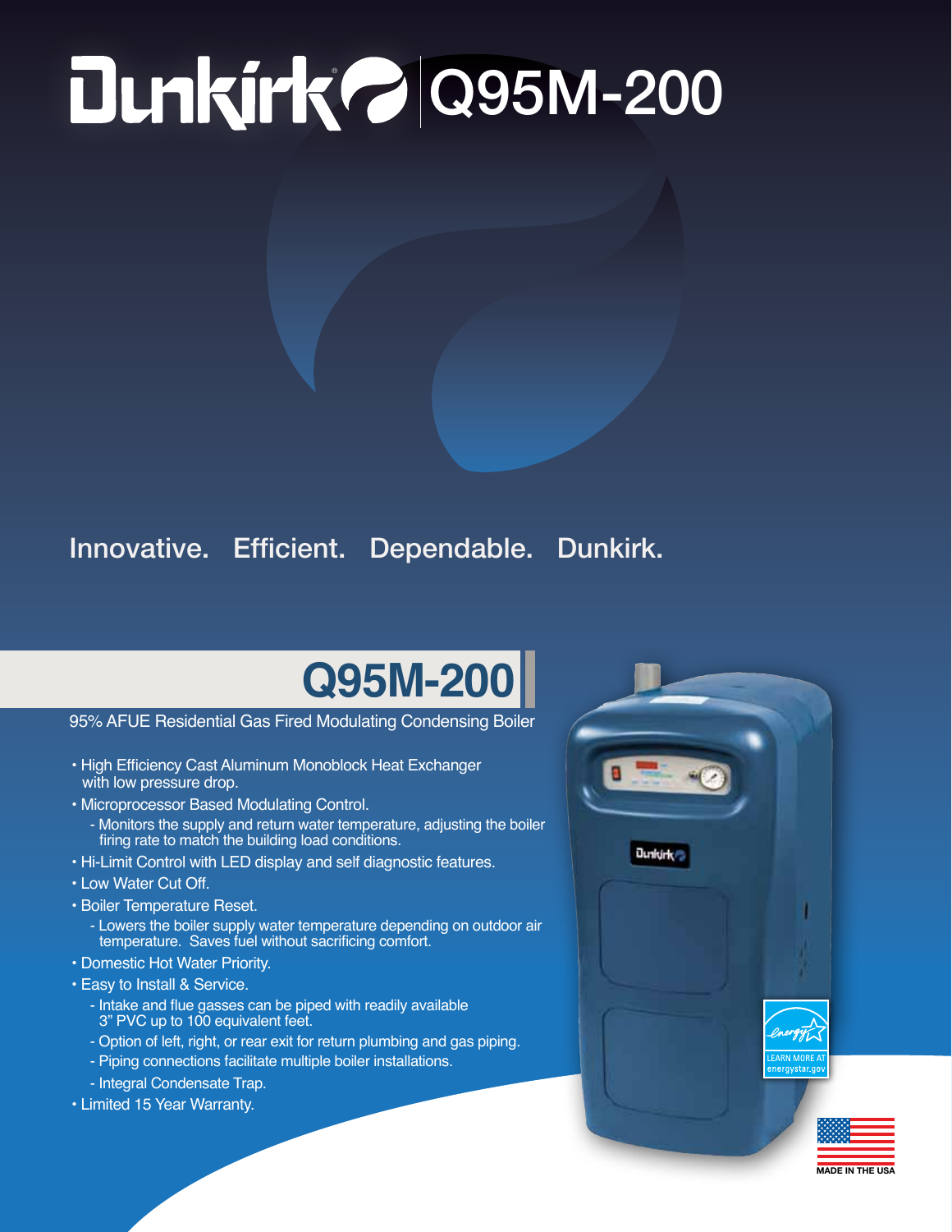# Dunkirk Q95M-200

Innovative. Efficient. Dependable. Dunkirk.

## Q95M-200

95% AFUE Residential Gas Fired Modulating Condensing Boiler

- High Efficiency Cast Aluminum Monoblock Heat Exchanger with low pressure drop.
- Microprocessor Based Modulating Control.
  - Monitors the supply and return water temperature, adjusting the boiler firing rate to match the building load conditions.
- Hi-Limit Control with LED display and self diagnostic features.
- Low Water Cut Off.
- Boiler Temperature Reset.
  - Lowers the boiler supply water temperature depending on outdoor air temperature. Saves fuel without sacrificing comfort.
- Domestic Hot Water Priority.
- Easy to Install & Service.
  - Intake and flue gasses can be piped with readily available 3" PVC up to 100 equivalent feet.
  - Option of left, right, or rear exit for return plumbing and gas piping.
  - Piping connections facilitate multiple boiler installations.
  - Integral Condensate Trap.
- Limited 15 Year Warranty.

LEARN MORE AT energystar.gov

MADE IN THE USA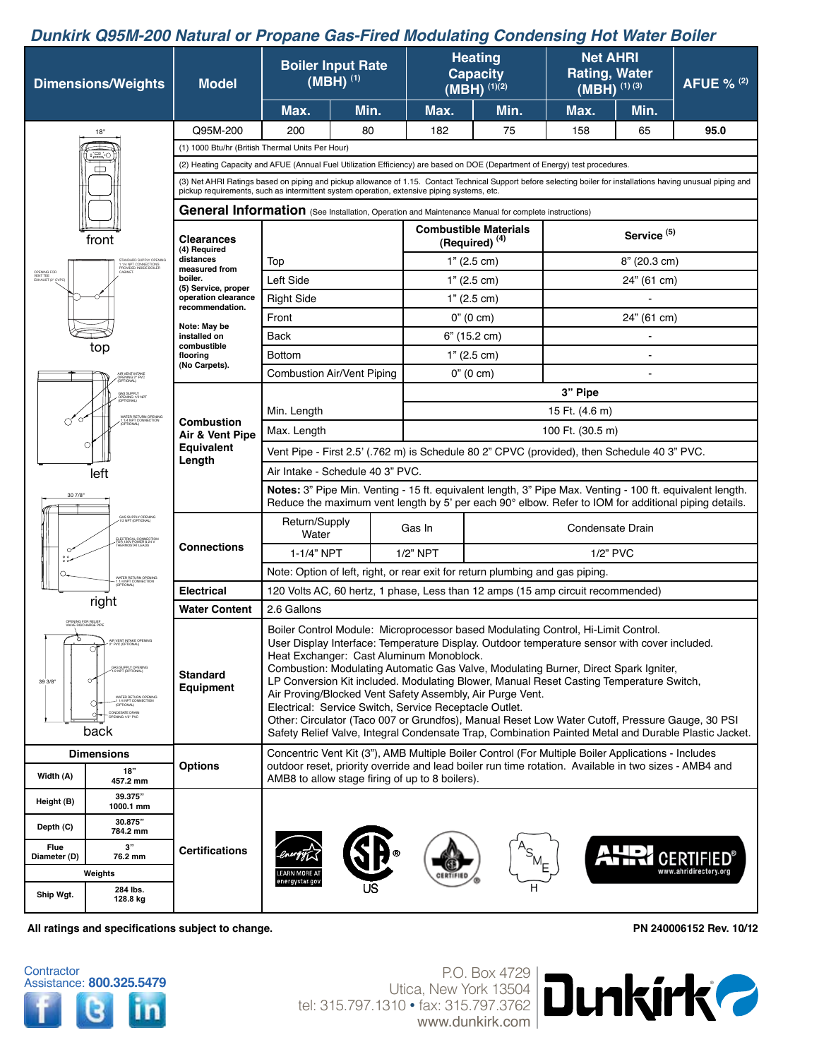# Dunkirk Q95M-200 Natural or Propane Gas-Fired Modulating Condensing Hot Water Boiler

| Model | Boiler Input Rate (MBH) (1) | | Heating Capacity (MBH) (1)(2) | | Net AHRI Rating, Water (MBH) (1)(3) | | AFUE % (2) |
|---|---|---|---|---|---|---|---|
| | Max. | Min. | Max. | Min. | Max. | Min. | |
| Q95M-200 | 200 | 80 | 182 | 75 | 158 | 65 | **95.0** |

(1) 1000 Btu/hr (British Thermal Units Per Hour)

(2) Heating Capacity and AFUE (Annual Fuel Utilization Efficiency) are based on DOE (Department of Energy) test procedures.

(3) Net AHRI Ratings based on piping and pickup allowance of 1.15. Contact Technical Support before selecting boiler for installations having unusual piping and pickup requirements, such as intermittent system operation, extensive piping systems, etc.

## General Information (See Installation, Operation and Maintenance Manual for complete instructions)

**Clearances** (4) Required distances measured from boiler. (5) Service, proper operation clearance recommendation.

Note: May be installed on combustible flooring (No Carpets).

| | Combustible Materials (Required) (4) | Service (5) |
|---|---|---|
| Top | 1" (2.5 cm) | 8" (20.3 cm) |
| Left Side | 1" (2.5 cm) | 24" (61 cm) |
| Right Side | 1" (2.5 cm) | - |
| Front | 0" (0 cm) | 24" (61 cm) |
| Back | 6" (15.2 cm) | - |
| Bottom | 1" (2.5 cm) | - |
| Combustion Air/Vent Piping | 0" (0 cm) | - |

**Combustion Air & Vent Pipe Equivalent Length**

| | 3" Pipe |
|---|---|
| Min. Length | 15 Ft. (4.6 m) |
| Max. Length | 100 Ft. (30.5 m) |

Vent Pipe - First 2.5' (.762 m) is Schedule 80 2" CPVC (provided), then Schedule 40 3" PVC.

Air Intake - Schedule 40 3" PVC.

**Notes:** 3" Pipe Min. Venting - 15 ft. equivalent length, 3" Pipe Max. Venting - 100 ft. equivalent length. Reduce the maximum vent length by 5' per each 90° elbow. Refer to IOM for additional piping details.

**Connections**

| Return/Supply Water | Gas In | Condensate Drain |
|---|---|---|
| 1-1/4" NPT | 1/2" NPT | 1/2" PVC |

Note: Option of left, right, or rear exit for return plumbing and gas piping.

**Electrical:** 120 Volts AC, 60 hertz, 1 phase, Less than 12 amps (15 amp circuit recommended)

**Water Content:** 2.6 Gallons

**Standard Equipment:**
Boiler Control Module: Microprocessor based Modulating Control, Hi-Limit Control.
User Display Interface: Temperature Display. Outdoor temperature sensor with cover included.
Heat Exchanger: Cast Aluminum Monoblock.
Combustion: Modulating Automatic Gas Valve, Modulating Burner, Direct Spark Igniter, LP Conversion Kit included. Modulating Blower, Manual Reset Casting Temperature Switch, Air Proving/Blocked Vent Safety Assembly, Air Purge Vent.
Electrical: Service Switch, Service Receptacle Outlet.
Other: Circulator (Taco 007 or Grundfos), Manual Reset Low Water Cutoff, Pressure Gauge, 30 PSI Safety Relief Valve, Integral Condensate Trap, Combination Painted Metal and Durable Plastic Jacket.

**Options:** Concentric Vent Kit (3"), AMB Multiple Boiler Control (For Multiple Boiler Applications - Includes outdoor reset, priority override and lead boiler run time rotation. Available in two sizes - AMB4 and AMB8 to allow stage firing of up to 8 boilers).

**Certifications:** Energy Star (Learn more at energystar.gov), CSA US, CSA Certified, ASME H, AHRI Certified (www.ahridirectory.org)

**Dimensions/Weights**

front, top, left, right, back

18"

Standard supply opening 1 1/4 NPT connections provided inside boiler cabinet.
Opening for vent tee exhaust (2" CVPC)
Air vent intake opening 3" PVC (optional)
Gas supply opening 1/2 NPT (optional)
Water return opening 1 1/4 NPT connection (optional)

30 7/8"

Gas supply opening 1/2 NPT (optional)
Electrical connection for 120V power & 24 V thermostat leads
Water return opening 1 1/4 NPT connection (optional)

Opening for relief valve discharge pipe
Air vent intake opening 3" PVC (optional)
Gas supply opening 1/2 NPT (optional)
39 3/8"
Water return opening 1 1/4 NPT connection (optional)
Condensate drain opening 1/2" PVC

| Dimensions | |
|---|---|
| Width (A) | 18" 457.2 mm |
| Height (B) | 39.375" 1000.1 mm |
| Depth (C) | 30.875" 784.2 mm |
| Flue Diameter (D) | 3" 76.2 mm |
| **Weights** | |
| Ship Wgt. | 284 lbs. 128.8 kg |

**All ratings and specifications subject to change.**

**PN 240006152 Rev. 10/12**

Contractor Assistance: **800.325.5479**

P.O. Box 4729
Utica, New York 13504
tel: 315.797.1310 • fax: 315.797.3762
www.dunkirk.com

Dunkirk